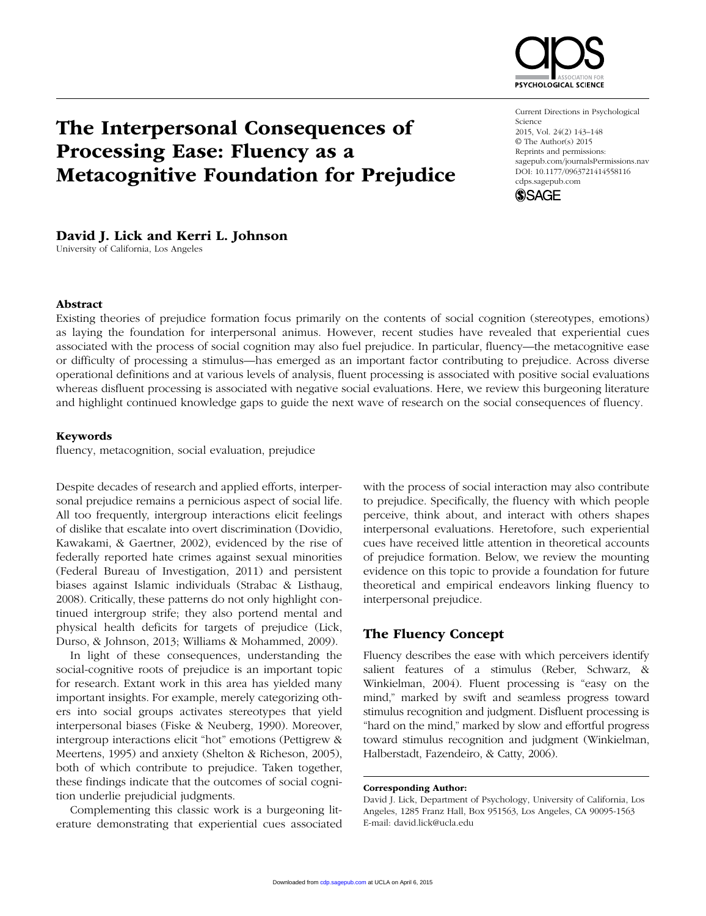# The Interpersonal Consequences of Processing Ease: Fluency as a Metacognitive Foundation for Prejudice

Current Directions in Psychological Science
2015, Vol. 24(2) 143–148
© The Author(s) 2015
Reprints and permissions: sagepub.com/journalsPermissions.nav
DOI: 10.1177/0963721414558116
cdps.sagepub.com

**David J. Lick and Kerri L. Johnson**

University of California, Los Angeles

## Abstract

Existing theories of prejudice formation focus primarily on the contents of social cognition (stereotypes, emotions) as laying the foundation for interpersonal animus. However, recent studies have revealed that experiential cues associated with the process of social cognition may also fuel prejudice. In particular, fluency—the metacognitive ease or difficulty of processing a stimulus—has emerged as an important factor contributing to prejudice. Across diverse operational definitions and at various levels of analysis, fluent processing is associated with positive social evaluations whereas disfluent processing is associated with negative social evaluations. Here, we review this burgeoning literature and highlight continued knowledge gaps to guide the next wave of research on the social consequences of fluency.

### Keywords

fluency, metacognition, social evaluation, prejudice

Despite decades of research and applied efforts, interpersonal prejudice remains a pernicious aspect of social life. All too frequently, intergroup interactions elicit feelings of dislike that escalate into overt discrimination (Dovidio, Kawakami, & Gaertner, 2002), evidenced by the rise of federally reported hate crimes against sexual minorities (Federal Bureau of Investigation, 2011) and persistent biases against Islamic individuals (Strabac & Listhaug, 2008). Critically, these patterns do not only highlight continued intergroup strife; they also portend mental and physical health deficits for targets of prejudice (Lick, Durso, & Johnson, 2013; Williams & Mohammed, 2009).

In light of these consequences, understanding the social-cognitive roots of prejudice is an important topic for research. Extant work in this area has yielded many important insights. For example, merely categorizing others into social groups activates stereotypes that yield interpersonal biases (Fiske & Neuberg, 1990). Moreover, intergroup interactions elicit "hot" emotions (Pettigrew & Meertens, 1995) and anxiety (Shelton & Richeson, 2005), both of which contribute to prejudice. Taken together, these findings indicate that the outcomes of social cognition underlie prejudicial judgments.

Complementing this classic work is a burgeoning literature demonstrating that experiential cues associated with the process of social interaction may also contribute to prejudice. Specifically, the fluency with which people perceive, think about, and interact with others shapes interpersonal evaluations. Heretofore, such experiential cues have received little attention in theoretical accounts of prejudice formation. Below, we review the mounting evidence on this topic to provide a foundation for future theoretical and empirical endeavors linking fluency to interpersonal prejudice.

## The Fluency Concept

Fluency describes the ease with which perceivers identify salient features of a stimulus (Reber, Schwarz, & Winkielman, 2004). Fluent processing is "easy on the mind," marked by swift and seamless progress toward stimulus recognition and judgment. Disfluent processing is "hard on the mind," marked by slow and effortful progress toward stimulus recognition and judgment (Winkielman, Halberstadt, Fazendeiro, & Catty, 2006).

**Corresponding Author:**
David J. Lick, Department of Psychology, University of California, Los Angeles, 1285 Franz Hall, Box 951563, Los Angeles, CA 90095-1563
E-mail: david.lick@ucla.edu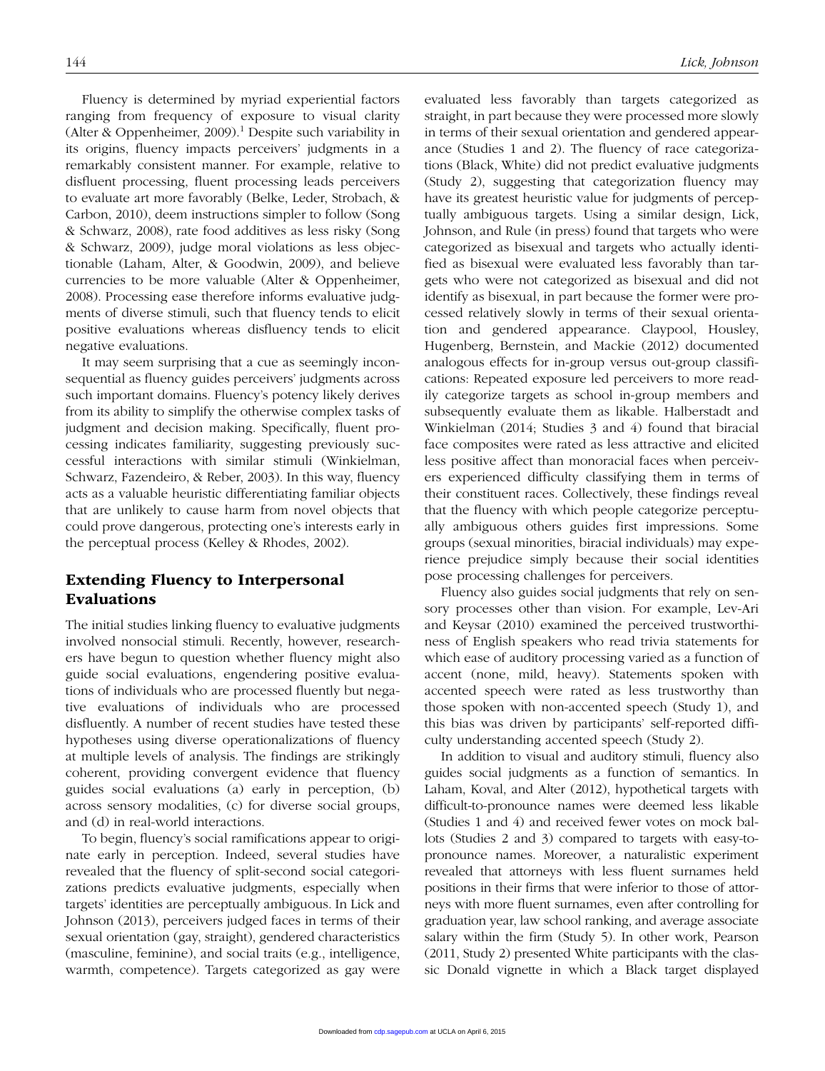Fluency is determined by myriad experiential factors ranging from frequency of exposure to visual clarity (Alter & Oppenheimer, 2009).[1] Despite such variability in its origins, fluency impacts perceivers' judgments in a remarkably consistent manner. For example, relative to disfluent processing, fluent processing leads perceivers to evaluate art more favorably (Belke, Leder, Strobach, & Carbon, 2010), deem instructions simpler to follow (Song & Schwarz, 2008), rate food additives as less risky (Song & Schwarz, 2009), judge moral violations as less objectionable (Laham, Alter, & Goodwin, 2009), and believe currencies to be more valuable (Alter & Oppenheimer, 2008). Processing ease therefore informs evaluative judgments of diverse stimuli, such that fluency tends to elicit positive evaluations whereas disfluency tends to elicit negative evaluations.

It may seem surprising that a cue as seemingly inconsequential as fluency guides perceivers' judgments across such important domains. Fluency's potency likely derives from its ability to simplify the otherwise complex tasks of judgment and decision making. Specifically, fluent processing indicates familiarity, suggesting previously successful interactions with similar stimuli (Winkielman, Schwarz, Fazendeiro, & Reber, 2003). In this way, fluency acts as a valuable heuristic differentiating familiar objects that are unlikely to cause harm from novel objects that could prove dangerous, protecting one's interests early in the perceptual process (Kelley & Rhodes, 2002).

## Extending Fluency to Interpersonal Evaluations

The initial studies linking fluency to evaluative judgments involved nonsocial stimuli. Recently, however, researchers have begun to question whether fluency might also guide social evaluations, engendering positive evaluations of individuals who are processed fluently but negative evaluations of individuals who are processed disfluently. A number of recent studies have tested these hypotheses using diverse operationalizations of fluency at multiple levels of analysis. The findings are strikingly coherent, providing convergent evidence that fluency guides social evaluations (a) early in perception, (b) across sensory modalities, (c) for diverse social groups, and (d) in real-world interactions.

To begin, fluency's social ramifications appear to originate early in perception. Indeed, several studies have revealed that the fluency of split-second social categorizations predicts evaluative judgments, especially when targets' identities are perceptually ambiguous. In Lick and Johnson (2013), perceivers judged faces in terms of their sexual orientation (gay, straight), gendered characteristics (masculine, feminine), and social traits (e.g., intelligence, warmth, competence). Targets categorized as gay were evaluated less favorably than targets categorized as straight, in part because they were processed more slowly in terms of their sexual orientation and gendered appearance (Studies 1 and 2). The fluency of race categorizations (Black, White) did not predict evaluative judgments (Study 2), suggesting that categorization fluency may have its greatest heuristic value for judgments of perceptually ambiguous targets. Using a similar design, Lick, Johnson, and Rule (in press) found that targets who were categorized as bisexual and targets who actually identified as bisexual were evaluated less favorably than targets who were not categorized as bisexual and did not identify as bisexual, in part because the former were processed relatively slowly in terms of their sexual orientation and gendered appearance. Claypool, Housley, Hugenberg, Bernstein, and Mackie (2012) documented analogous effects for in-group versus out-group classifications: Repeated exposure led perceivers to more readily categorize targets as school in-group members and subsequently evaluate them as likable. Halberstadt and Winkielman (2014; Studies 3 and 4) found that biracial face composites were rated as less attractive and elicited less positive affect than monoracial faces when perceivers experienced difficulty classifying them in terms of their constituent races. Collectively, these findings reveal that the fluency with which people categorize perceptually ambiguous others guides first impressions. Some groups (sexual minorities, biracial individuals) may experience prejudice simply because their social identities pose processing challenges for perceivers.

Fluency also guides social judgments that rely on sensory processes other than vision. For example, Lev-Ari and Keysar (2010) examined the perceived trustworthiness of English speakers who read trivia statements for which ease of auditory processing varied as a function of accent (none, mild, heavy). Statements spoken with accented speech were rated as less trustworthy than those spoken with non-accented speech (Study 1), and this bias was driven by participants' self-reported difficulty understanding accented speech (Study 2).

In addition to visual and auditory stimuli, fluency also guides social judgments as a function of semantics. In Laham, Koval, and Alter (2012), hypothetical targets with difficult-to-pronounce names were deemed less likable (Studies 1 and 4) and received fewer votes on mock ballots (Studies 2 and 3) compared to targets with easy-to-pronounce names. Moreover, a naturalistic experiment revealed that attorneys with less fluent surnames held positions in their firms that were inferior to those of attorneys with more fluent surnames, even after controlling for graduation year, law school ranking, and average associate salary within the firm (Study 5). In other work, Pearson (2011, Study 2) presented White participants with the classic Donald vignette in which a Black target displayed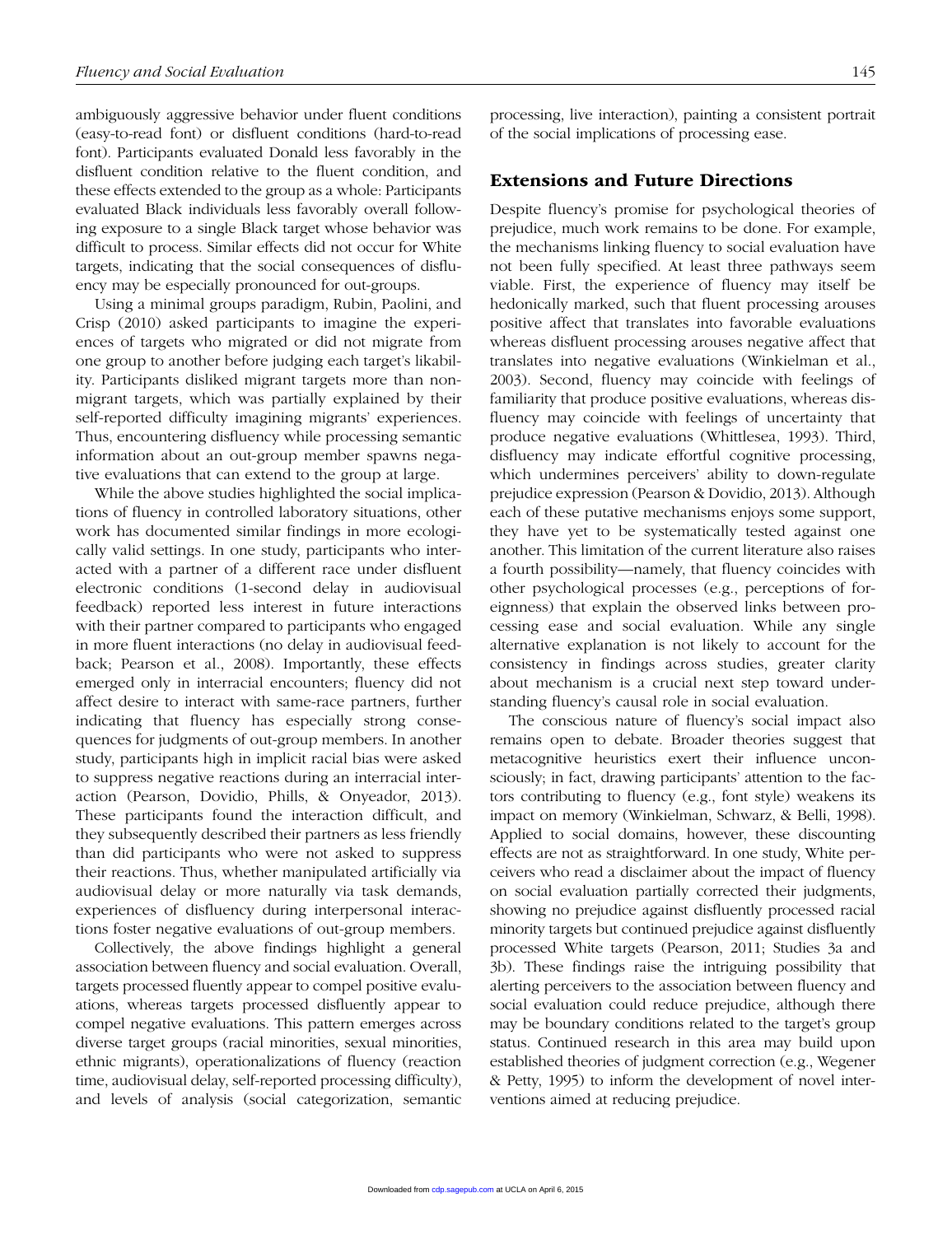ambiguously aggressive behavior under fluent conditions (easy-to-read font) or disfluent conditions (hard-to-read font). Participants evaluated Donald less favorably in the disfluent condition relative to the fluent condition, and these effects extended to the group as a whole: Participants evaluated Black individuals less favorably overall following exposure to a single Black target whose behavior was difficult to process. Similar effects did not occur for White targets, indicating that the social consequences of disfluency may be especially pronounced for out-groups.

Using a minimal groups paradigm, Rubin, Paolini, and Crisp (2010) asked participants to imagine the experiences of targets who migrated or did not migrate from one group to another before judging each target's likability. Participants disliked migrant targets more than nonmigrant targets, which was partially explained by their self-reported difficulty imagining migrants' experiences. Thus, encountering disfluency while processing semantic information about an out-group member spawns negative evaluations that can extend to the group at large.

While the above studies highlighted the social implications of fluency in controlled laboratory situations, other work has documented similar findings in more ecologically valid settings. In one study, participants who interacted with a partner of a different race under disfluent electronic conditions (1-second delay in audiovisual feedback) reported less interest in future interactions with their partner compared to participants who engaged in more fluent interactions (no delay in audiovisual feedback; Pearson et al., 2008). Importantly, these effects emerged only in interracial encounters; fluency did not affect desire to interact with same-race partners, further indicating that fluency has especially strong consequences for judgments of out-group members. In another study, participants high in implicit racial bias were asked to suppress negative reactions during an interracial interaction (Pearson, Dovidio, Phills, & Onyeador, 2013). These participants found the interaction difficult, and they subsequently described their partners as less friendly than did participants who were not asked to suppress their reactions. Thus, whether manipulated artificially via audiovisual delay or more naturally via task demands, experiences of disfluency during interpersonal interactions foster negative evaluations of out-group members.

Collectively, the above findings highlight a general association between fluency and social evaluation. Overall, targets processed fluently appear to compel positive evaluations, whereas targets processed disfluently appear to compel negative evaluations. This pattern emerges across diverse target groups (racial minorities, sexual minorities, ethnic migrants), operationalizations of fluency (reaction time, audiovisual delay, self-reported processing difficulty), and levels of analysis (social categorization, semantic processing, live interaction), painting a consistent portrait of the social implications of processing ease.

## Extensions and Future Directions

Despite fluency's promise for psychological theories of prejudice, much work remains to be done. For example, the mechanisms linking fluency to social evaluation have not been fully specified. At least three pathways seem viable. First, the experience of fluency may itself be hedonically marked, such that fluent processing arouses positive affect that translates into favorable evaluations whereas disfluent processing arouses negative affect that translates into negative evaluations (Winkielman et al., 2003). Second, fluency may coincide with feelings of familiarity that produce positive evaluations, whereas disfluency may coincide with feelings of uncertainty that produce negative evaluations (Whittlesea, 1993). Third, disfluency may indicate effortful cognitive processing, which undermines perceivers' ability to down-regulate prejudice expression (Pearson & Dovidio, 2013). Although each of these putative mechanisms enjoys some support, they have yet to be systematically tested against one another. This limitation of the current literature also raises a fourth possibility—namely, that fluency coincides with other psychological processes (e.g., perceptions of foreignness) that explain the observed links between processing ease and social evaluation. While any single alternative explanation is not likely to account for the consistency in findings across studies, greater clarity about mechanism is a crucial next step toward understanding fluency's causal role in social evaluation.

The conscious nature of fluency's social impact also remains open to debate. Broader theories suggest that metacognitive heuristics exert their influence unconsciously; in fact, drawing participants' attention to the factors contributing to fluency (e.g., font style) weakens its impact on memory (Winkielman, Schwarz, & Belli, 1998). Applied to social domains, however, these discounting effects are not as straightforward. In one study, White perceivers who read a disclaimer about the impact of fluency on social evaluation partially corrected their judgments, showing no prejudice against disfluently processed racial minority targets but continued prejudice against disfluently processed White targets (Pearson, 2011; Studies 3a and 3b). These findings raise the intriguing possibility that alerting perceivers to the association between fluency and social evaluation could reduce prejudice, although there may be boundary conditions related to the target's group status. Continued research in this area may build upon established theories of judgment correction (e.g., Wegener & Petty, 1995) to inform the development of novel interventions aimed at reducing prejudice.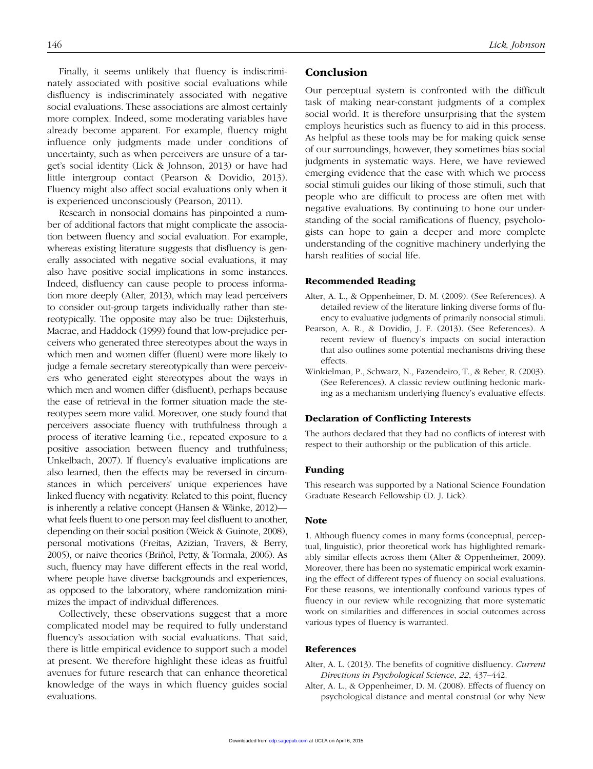Finally, it seems unlikely that fluency is indiscriminately associated with positive social evaluations while disfluency is indiscriminately associated with negative social evaluations. These associations are almost certainly more complex. Indeed, some moderating variables have already become apparent. For example, fluency might influence only judgments made under conditions of uncertainty, such as when perceivers are unsure of a target's social identity (Lick & Johnson, 2013) or have had little intergroup contact (Pearson & Dovidio, 2013). Fluency might also affect social evaluations only when it is experienced unconsciously (Pearson, 2011).

Research in nonsocial domains has pinpointed a number of additional factors that might complicate the association between fluency and social evaluation. For example, whereas existing literature suggests that disfluency is generally associated with negative social evaluations, it may also have positive social implications in some instances. Indeed, disfluency can cause people to process information more deeply (Alter, 2013), which may lead perceivers to consider out-group targets individually rather than stereotypically. The opposite may also be true: Dijksterhuis, Macrae, and Haddock (1999) found that low-prejudice perceivers who generated three stereotypes about the ways in which men and women differ (fluent) were more likely to judge a female secretary stereotypically than were perceivers who generated eight stereotypes about the ways in which men and women differ (disfluent), perhaps because the ease of retrieval in the former situation made the stereotypes seem more valid. Moreover, one study found that perceivers associate fluency with truthfulness through a process of iterative learning (i.e., repeated exposure to a positive association between fluency and truthfulness; Unkelbach, 2007). If fluency's evaluative implications are also learned, then the effects may be reversed in circumstances in which perceivers' unique experiences have linked fluency with negativity. Related to this point, fluency is inherently a relative concept (Hansen & Wänke, 2012)—what feels fluent to one person may feel disfluent to another, depending on their social position (Weick & Guinote, 2008), personal motivations (Freitas, Azizian, Travers, & Berry, 2005), or naive theories (Briñol, Petty, & Tormala, 2006). As such, fluency may have different effects in the real world, where people have diverse backgrounds and experiences, as opposed to the laboratory, where randomization minimizes the impact of individual differences.

Collectively, these observations suggest that a more complicated model may be required to fully understand fluency's association with social evaluations. That said, there is little empirical evidence to support such a model at present. We therefore highlight these ideas as fruitful avenues for future research that can enhance theoretical knowledge of the ways in which fluency guides social evaluations.

## Conclusion

Our perceptual system is confronted with the difficult task of making near-constant judgments of a complex social world. It is therefore unsurprising that the system employs heuristics such as fluency to aid in this process. As helpful as these tools may be for making quick sense of our surroundings, however, they sometimes bias social judgments in systematic ways. Here, we have reviewed emerging evidence that the ease with which we process social stimuli guides our liking of those stimuli, such that people who are difficult to process are often met with negative evaluations. By continuing to hone our understanding of the social ramifications of fluency, psychologists can hope to gain a deeper and more complete understanding of the cognitive machinery underlying the harsh realities of social life.

### Recommended Reading

Alter, A. L., & Oppenheimer, D. M. (2009). (See References). A detailed review of the literature linking diverse forms of fluency to evaluative judgments of primarily nonsocial stimuli.

Pearson, A. R., & Dovidio, J. F. (2013). (See References). A recent review of fluency's impacts on social interaction that also outlines some potential mechanisms driving these effects.

Winkielman, P., Schwarz, N., Fazendeiro, T., & Reber, R. (2003). (See References). A classic review outlining hedonic marking as a mechanism underlying fluency's evaluative effects.

### Declaration of Conflicting Interests

The authors declared that they had no conflicts of interest with respect to their authorship or the publication of this article.

### Funding

This research was supported by a National Science Foundation Graduate Research Fellowship (D. J. Lick).

### Note

1. Although fluency comes in many forms (conceptual, perceptual, linguistic), prior theoretical work has highlighted remarkably similar effects across them (Alter & Oppenheimer, 2009). Moreover, there has been no systematic empirical work examining the effect of different types of fluency on social evaluations. For these reasons, we intentionally confound various types of fluency in our review while recognizing that more systematic work on similarities and differences in social outcomes across various types of fluency is warranted.

### References

Alter, A. L. (2013). The benefits of cognitive disfluency. *Current Directions in Psychological Science*, *22*, 437–442.

Alter, A. L., & Oppenheimer, D. M. (2008). Effects of fluency on psychological distance and mental construal (or why New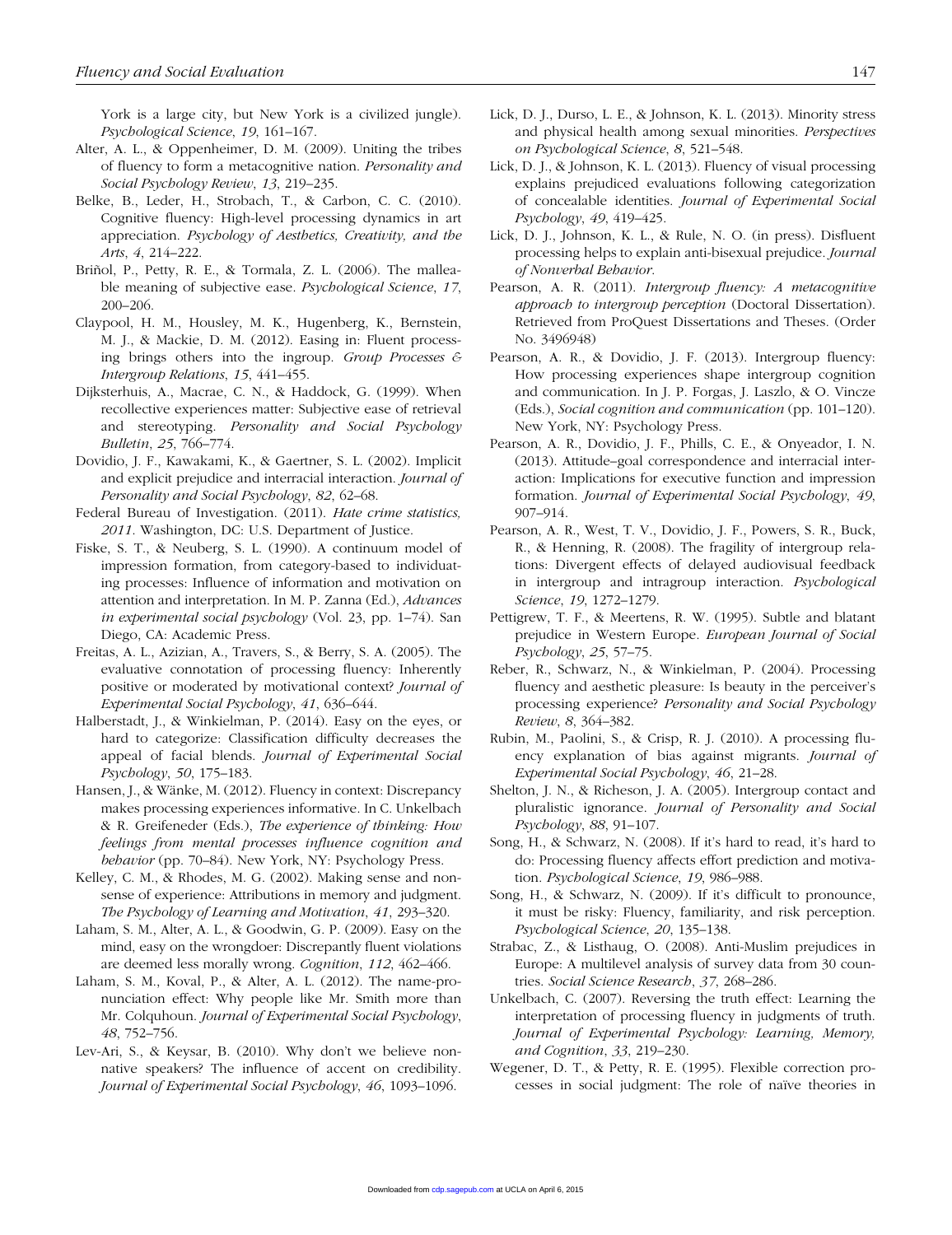York is a large city, but New York is a civilized jungle). *Psychological Science*, *19*, 161–167.

Alter, A. L., & Oppenheimer, D. M. (2009). Uniting the tribes of fluency to form a metacognitive nation. *Personality and Social Psychology Review*, *13*, 219–235.

Belke, B., Leder, H., Strobach, T., & Carbon, C. C. (2010). Cognitive fluency: High-level processing dynamics in art appreciation. *Psychology of Aesthetics, Creativity, and the Arts*, *4*, 214–222.

Briñol, P., Petty, R. E., & Tormala, Z. L. (2006). The malleable meaning of subjective ease. *Psychological Science*, *17*, 200–206.

Claypool, H. M., Housley, M. K., Hugenberg, K., Bernstein, M. J., & Mackie, D. M. (2012). Easing in: Fluent processing brings others into the ingroup. *Group Processes & Intergroup Relations*, *15*, 441–455.

Dijksterhuis, A., Macrae, C. N., & Haddock, G. (1999). When recollective experiences matter: Subjective ease of retrieval and stereotyping. *Personality and Social Psychology Bulletin*, *25*, 766–774.

Dovidio, J. F., Kawakami, K., & Gaertner, S. L. (2002). Implicit and explicit prejudice and interracial interaction. *Journal of Personality and Social Psychology*, *82*, 62–68.

Federal Bureau of Investigation. (2011). *Hate crime statistics, 2011*. Washington, DC: U.S. Department of Justice.

Fiske, S. T., & Neuberg, S. L. (1990). A continuum model of impression formation, from category-based to individuating processes: Influence of information and motivation on attention and interpretation. In M. P. Zanna (Ed.), *Advances in experimental social psychology* (Vol. 23, pp. 1–74). San Diego, CA: Academic Press.

Freitas, A. L., Azizian, A., Travers, S., & Berry, S. A. (2005). The evaluative connotation of processing fluency: Inherently positive or moderated by motivational context? *Journal of Experimental Social Psychology*, *41*, 636–644.

Halberstadt, J., & Winkielman, P. (2014). Easy on the eyes, or hard to categorize: Classification difficulty decreases the appeal of facial blends. *Journal of Experimental Social Psychology*, *50*, 175–183.

Hansen, J., & Wänke, M. (2012). Fluency in context: Discrepancy makes processing experiences informative. In C. Unkelbach & R. Greifeneder (Eds.), *The experience of thinking: How feelings from mental processes influence cognition and behavior* (pp. 70–84). New York, NY: Psychology Press.

Kelley, C. M., & Rhodes, M. G. (2002). Making sense and nonsense of experience: Attributions in memory and judgment. *The Psychology of Learning and Motivation*, *41*, 293–320.

Laham, S. M., Alter, A. L., & Goodwin, G. P. (2009). Easy on the mind, easy on the wrongdoer: Discrepantly fluent violations are deemed less morally wrong. *Cognition*, *112*, 462–466.

Laham, S. M., Koval, P., & Alter, A. L. (2012). The name-pronunciation effect: Why people like Mr. Smith more than Mr. Colquhoun. *Journal of Experimental Social Psychology*, *48*, 752–756.

Lev-Ari, S., & Keysar, B. (2010). Why don't we believe non-native speakers? The influence of accent on credibility. *Journal of Experimental Social Psychology*, *46*, 1093–1096.

Lick, D. J., Durso, L. E., & Johnson, K. L. (2013). Minority stress and physical health among sexual minorities. *Perspectives on Psychological Science*, *8*, 521–548.

Lick, D. J., & Johnson, K. L. (2013). Fluency of visual processing explains prejudiced evaluations following categorization of concealable identities. *Journal of Experimental Social Psychology*, *49*, 419–425.

Lick, D. J., Johnson, K. L., & Rule, N. O. (in press). Disfluent processing helps to explain anti-bisexual prejudice. *Journal of Nonverbal Behavior*.

Pearson, A. R. (2011). *Intergroup fluency: A metacognitive approach to intergroup perception* (Doctoral Dissertation). Retrieved from ProQuest Dissertations and Theses. (Order No. 3496948)

Pearson, A. R., & Dovidio, J. F. (2013). Intergroup fluency: How processing experiences shape intergroup cognition and communication. In J. P. Forgas, J. Laszlo, & O. Vincze (Eds.), *Social cognition and communication* (pp. 101–120). New York, NY: Psychology Press.

Pearson, A. R., Dovidio, J. F., Phills, C. E., & Onyeador, I. N. (2013). Attitude–goal correspondence and interracial interaction: Implications for executive function and impression formation. *Journal of Experimental Social Psychology*, *49*, 907–914.

Pearson, A. R., West, T. V., Dovidio, J. F., Powers, S. R., Buck, R., & Henning, R. (2008). The fragility of intergroup relations: Divergent effects of delayed audiovisual feedback in intergroup and intragroup interaction. *Psychological Science*, *19*, 1272–1279.

Pettigrew, T. F., & Meertens, R. W. (1995). Subtle and blatant prejudice in Western Europe. *European Journal of Social Psychology*, *25*, 57–75.

Reber, R., Schwarz, N., & Winkielman, P. (2004). Processing fluency and aesthetic pleasure: Is beauty in the perceiver's processing experience? *Personality and Social Psychology Review*, *8*, 364–382.

Rubin, M., Paolini, S., & Crisp, R. J. (2010). A processing fluency explanation of bias against migrants. *Journal of Experimental Social Psychology*, *46*, 21–28.

Shelton, J. N., & Richeson, J. A. (2005). Intergroup contact and pluralistic ignorance. *Journal of Personality and Social Psychology*, *88*, 91–107.

Song, H., & Schwarz, N. (2008). If it's hard to read, it's hard to do: Processing fluency affects effort prediction and motivation. *Psychological Science*, *19*, 986–988.

Song, H., & Schwarz, N. (2009). If it's difficult to pronounce, it must be risky: Fluency, familiarity, and risk perception. *Psychological Science*, *20*, 135–138.

Strabac, Z., & Listhaug, O. (2008). Anti-Muslim prejudices in Europe: A multilevel analysis of survey data from 30 countries. *Social Science Research*, *37*, 268–286.

Unkelbach, C. (2007). Reversing the truth effect: Learning the interpretation of processing fluency in judgments of truth. *Journal of Experimental Psychology: Learning, Memory, and Cognition*, *33*, 219–230.

Wegener, D. T., & Petty, R. E. (1995). Flexible correction processes in social judgment: The role of naïve theories in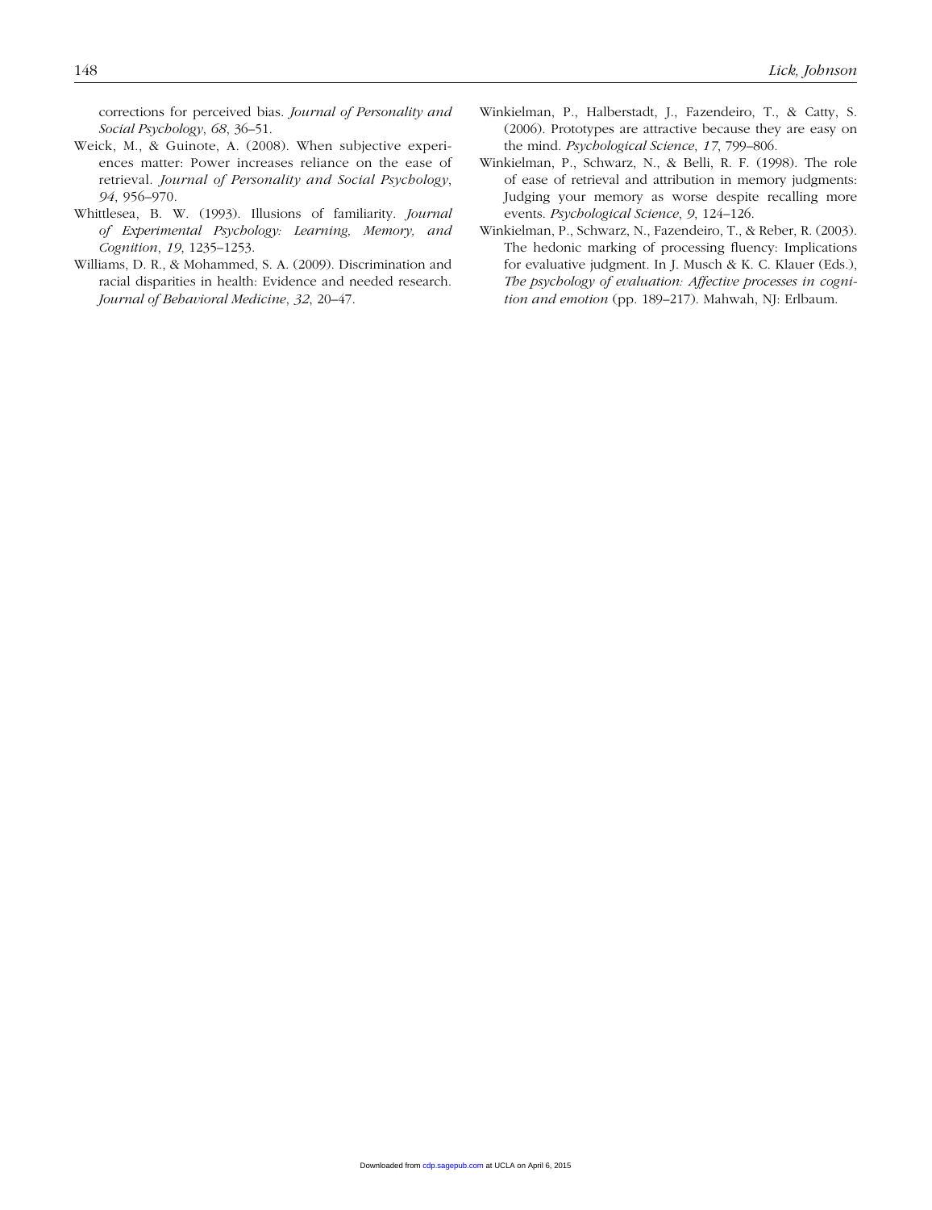corrections for perceived bias. *Journal of Personality and Social Psychology*, *68*, 36–51.

Weick, M., & Guinote, A. (2008). When subjective experiences matter: Power increases reliance on the ease of retrieval. *Journal of Personality and Social Psychology*, *94*, 956–970.

Whittlesea, B. W. (1993). Illusions of familiarity. *Journal of Experimental Psychology: Learning, Memory, and Cognition*, *19*, 1235–1253.

Williams, D. R., & Mohammed, S. A. (2009). Discrimination and racial disparities in health: Evidence and needed research. *Journal of Behavioral Medicine*, *32*, 20–47.

Winkielman, P., Halberstadt, J., Fazendeiro, T., & Catty, S. (2006). Prototypes are attractive because they are easy on the mind. *Psychological Science*, *17*, 799–806.

Winkielman, P., Schwarz, N., & Belli, R. F. (1998). The role of ease of retrieval and attribution in memory judgments: Judging your memory as worse despite recalling more events. *Psychological Science*, *9*, 124–126.

Winkielman, P., Schwarz, N., Fazendeiro, T., & Reber, R. (2003). The hedonic marking of processing fluency: Implications for evaluative judgment. In J. Musch & K. C. Klauer (Eds.), *The psychology of evaluation: Affective processes in cognition and emotion* (pp. 189–217). Mahwah, NJ: Erlbaum.